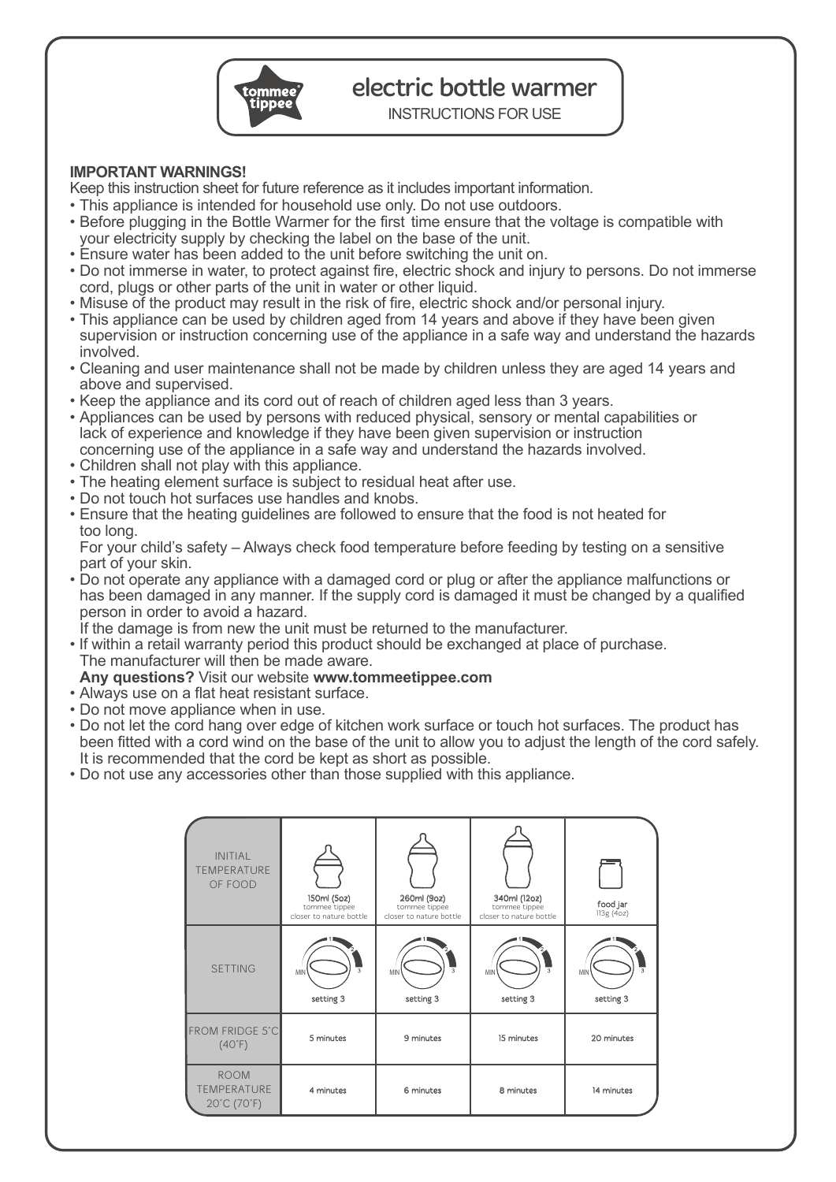# electric bottle warmer

INSTRUCTIONS FOR USE

**IMPORTANT WARNINGS!**

Keep this instruction sheet for future reference as it includes important information.

- This appliance is intended for household use only. Do not use outdoors.
- Before plugging in the Bottle Warmer for the first time ensure that the voltage is compatible with your electricity supply by checking the label on the base of the unit.
- Ensure water has been added to the unit before switching the unit on.
- Do not immerse in water, to protect against fire, electric shock and injury to persons. Do not immerse cord, plugs or other parts of the unit in water or other liquid.
- Misuse of the product may result in the risk of fire, electric shock and/or personal injury.
- This appliance can be used by children aged from 14 years and above if they have been given supervision or instruction concerning use of the appliance in a safe way and understand the hazards involved.
- Cleaning and user maintenance shall not be made by children unless they are aged 14 years and above and supervised.
- Keep the appliance and its cord out of reach of children aged less than 3 years.
- Appliances can be used by persons with reduced physical, sensory or mental capabilities or lack of experience and knowledge if they have been given supervision or instruction concerning use of the appliance in a safe way and understand the hazards involved.
- Children shall not play with this appliance.
- The heating element surface is subject to residual heat after use.
- Do not touch hot surfaces use handles and knobs.
- Ensure that the heating guidelines are followed to ensure that the food is not heated for too long.
  For your child's safety – Always check food temperature before feeding by testing on a sensitive part of your skin.
- Do not operate any appliance with a damaged cord or plug or after the appliance malfunctions or has been damaged in any manner. If the supply cord is damaged it must be changed by a qualified person in order to avoid a hazard.
  If the damage is from new the unit must be returned to the manufacturer.
- If within a retail warranty period this product should be exchanged at place of purchase. The manufacturer will then be made aware.
  **Any questions?** Visit our website **www.tommeetippee.com**
- Always use on a flat heat resistant surface.
- Do not move appliance when in use.
- Do not let the cord hang over edge of kitchen work surface or touch hot surfaces. The product has been fitted with a cord wind on the base of the unit to allow you to adjust the length of the cord safely. It is recommended that the cord be kept as short as possible.
- Do not use any accessories other than those supplied with this appliance.

| INITIAL TEMPERATURE OF FOOD | 150ml (5oz) tommee tippee closer to nature bottle | 260ml (9oz) tommee tippee closer to nature bottle | 340ml (12oz) tommee tippee closer to nature bottle | food jar 113g (4oz) |
|---|---|---|---|---|
| SETTING | setting 3 | setting 3 | setting 3 | setting 3 |
| FROM FRIDGE 5°C (40°F) | 5 minutes | 9 minutes | 15 minutes | 20 minutes |
| ROOM TEMPERATURE 20°C (70°F) | 4 minutes | 6 minutes | 8 minutes | 14 minutes |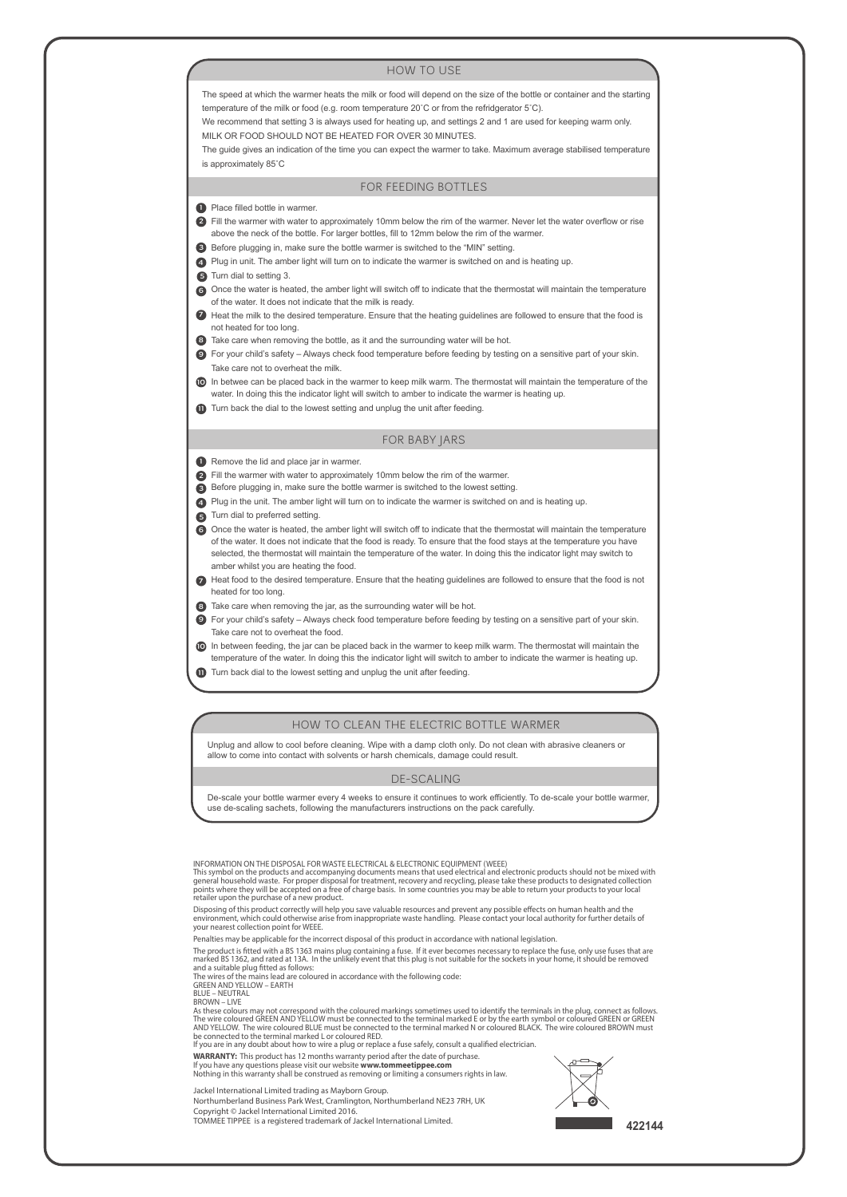## HOW TO USE

The speed at which the warmer heats the milk or food will depend on the size of the bottle or container and the starting temperature of the milk or food (e.g. room temperature 20˚C or from the refridgerator 5˚C).

We recommend that setting 3 is always used for heating up, and settings 2 and 1 are used for keeping warm only.

MILK OR FOOD SHOULD NOT BE HEATED FOR OVER 30 MINUTES.

The guide gives an indication of the time you can expect the warmer to take. Maximum average stabilised temperature is approximately 85˚C

### FOR FEEDING BOTTLES

1. Place filled bottle in warmer.
2. Fill the warmer with water to approximately 10mm below the rim of the warmer. Never let the water overflow or rise above the neck of the bottle. For larger bottles, fill to 12mm below the rim of the warmer.
3. Before plugging in, make sure the bottle warmer is switched to the "MIN" setting.
4. Plug in unit. The amber light will turn on to indicate the warmer is switched on and is heating up.
5. Turn dial to setting 3.
6. Once the water is heated, the amber light will switch off to indicate that the thermostat will maintain the temperature of the water. It does not indicate that the milk is ready.
7. Heat the milk to the desired temperature. Ensure that the heating guidelines are followed to ensure that the food is not heated for too long.
8. Take care when removing the bottle, as it and the surrounding water will be hot.
9. For your child's safety – Always check food temperature before feeding by testing on a sensitive part of your skin. Take care not to overheat the milk.
10. In betwee can be placed back in the warmer to keep milk warm. The thermostat will maintain the temperature of the water. In doing this the indicator light will switch to amber to indicate the warmer is heating up.
11. Turn back the dial to the lowest setting and unplug the unit after feeding.

### FOR BABY JARS

1. Remove the lid and place jar in warmer.
2. Fill the warmer with water to approximately 10mm below the rim of the warmer.
3. Before plugging in, make sure the bottle warmer is switched to the lowest setting.
4. Plug in the unit. The amber light will turn on to indicate the warmer is switched on and is heating up.
5. Turn dial to preferred setting.
6. Once the water is heated, the amber light will switch off to indicate that the thermostat will maintain the temperature of the water. It does not indicate that the food is ready. To ensure that the food stays at the temperature you have selected, the thermostat will maintain the temperature of the water. In doing this the indicator light may switch to amber whilst you are heating the food.
7. Heat food to the desired temperature. Ensure that the heating guidelines are followed to ensure that the food is not heated for too long.
8. Take care when removing the jar, as the surrounding water will be hot.
9. For your child's safety – Always check food temperature before feeding by testing on a sensitive part of your skin. Take care not to overheat the food.
10. In between feeding, the jar can be placed back in the warmer to keep milk warm. The thermostat will maintain the temperature of the water. In doing this the indicator light will switch to amber to indicate the warmer is heating up.
11. Turn back dial to the lowest setting and unplug the unit after feeding.

## HOW TO CLEAN THE ELECTRIC BOTTLE WARMER

Unplug and allow to cool before cleaning. Wipe with a damp cloth only. Do not clean with abrasive cleaners or allow to come into contact with solvents or harsh chemicals, damage could result.

### DE-SCALING

De-scale your bottle warmer every 4 weeks to ensure it continues to work efficiently. To de-scale your bottle warmer, use de-scaling sachets, following the manufacturers instructions on the pack carefully.

INFORMATION ON THE DISPOSAL FOR WASTE ELECTRICAL & ELECTRONIC EQUIPMENT (WEEE)
This symbol on the products and accompanying documents means that used electrical and electronic products should not be mixed with general household waste. For proper disposal for treatment, recovery and recycling, please take these products to designated collection points where they will be accepted on a free of charge basis. In some countries you may be able to return your products to your local retailer upon the purchase of a new product.

Disposing of this product correctly will help you save valuable resources and prevent any possible effects on human health and the environment, which could otherwise arise from inappropriate waste handling. Please contact your local authority for further details of your nearest collection point for WEEE.

Penalties may be applicable for the incorrect disposal of this product in accordance with national legislation.

The product is fitted with a BS 1363 mains plug containing a fuse. If it ever becomes necessary to replace the fuse, only use fuses that are marked BS 1362, and rated at 13A. In the unlikely event that this plug is not suitable for the sockets in your home, it should be removed and a suitable plug fitted as follows:
The wires of the mains lead are coloured in accordance with the following code:
GREEN AND YELLOW – EARTH
BLUE – NEUTRAL
BROWN – LIVE
As these colours may not correspond with the coloured markings sometimes used to identify the terminals in the plug, connect as follows. The wire coloured GREEN AND YELLOW must be connected to the terminal marked E or by the earth symbol or coloured GREEN or GREEN AND YELLOW. The wire coloured BLUE must be connected to the terminal marked N or coloured BLACK. The wire coloured BROWN must be connected to the terminal marked L or coloured RED.
If you are in any doubt about how to wire a plug or replace a fuse safely, consult a qualified electrician.

**WARRANTY:** This product has 12 months warranty period after the date of purchase.
If you have any questions please visit our website **www.tommeetippee.com**
Nothing in this warranty shall be construed as removing or limiting a consumers rights in law.

Jackel International Limited trading as Mayborn Group.
Northumberland Business Park West, Cramlington, Northumberland NE23 7RH, UK
Copyright © Jackel International Limited 2016.
TOMMEE TIPPEE is a registered trademark of Jackel International Limited.

422144